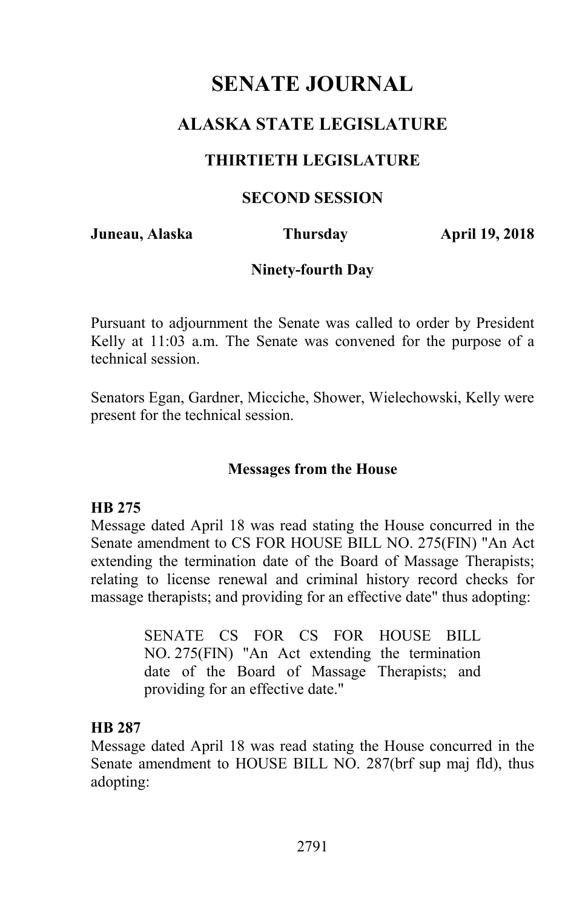# SENATE JOURNAL

## ALASKA STATE LEGISLATURE

### THIRTIETH LEGISLATURE

### SECOND SESSION

**Juneau, Alaska** **Thursday** **April 19, 2018**

**Ninety-fourth Day**

Pursuant to adjournment the Senate was called to order by President Kelly at 11:03 a.m. The Senate was convened for the purpose of a technical session.

Senators Egan, Gardner, Micciche, Shower, Wielechowski, Kelly were present for the technical session.

**Messages from the House**

**HB 275**

Message dated April 18 was read stating the House concurred in the Senate amendment to CS FOR HOUSE BILL NO. 275(FIN) "An Act extending the termination date of the Board of Massage Therapists; relating to license renewal and criminal history record checks for massage therapists; and providing for an effective date" thus adopting:

> SENATE CS FOR CS FOR HOUSE BILL NO. 275(FIN) "An Act extending the termination date of the Board of Massage Therapists; and providing for an effective date."

**HB 287**

Message dated April 18 was read stating the House concurred in the Senate amendment to HOUSE BILL NO. 287(brf sup maj fld), thus adopting: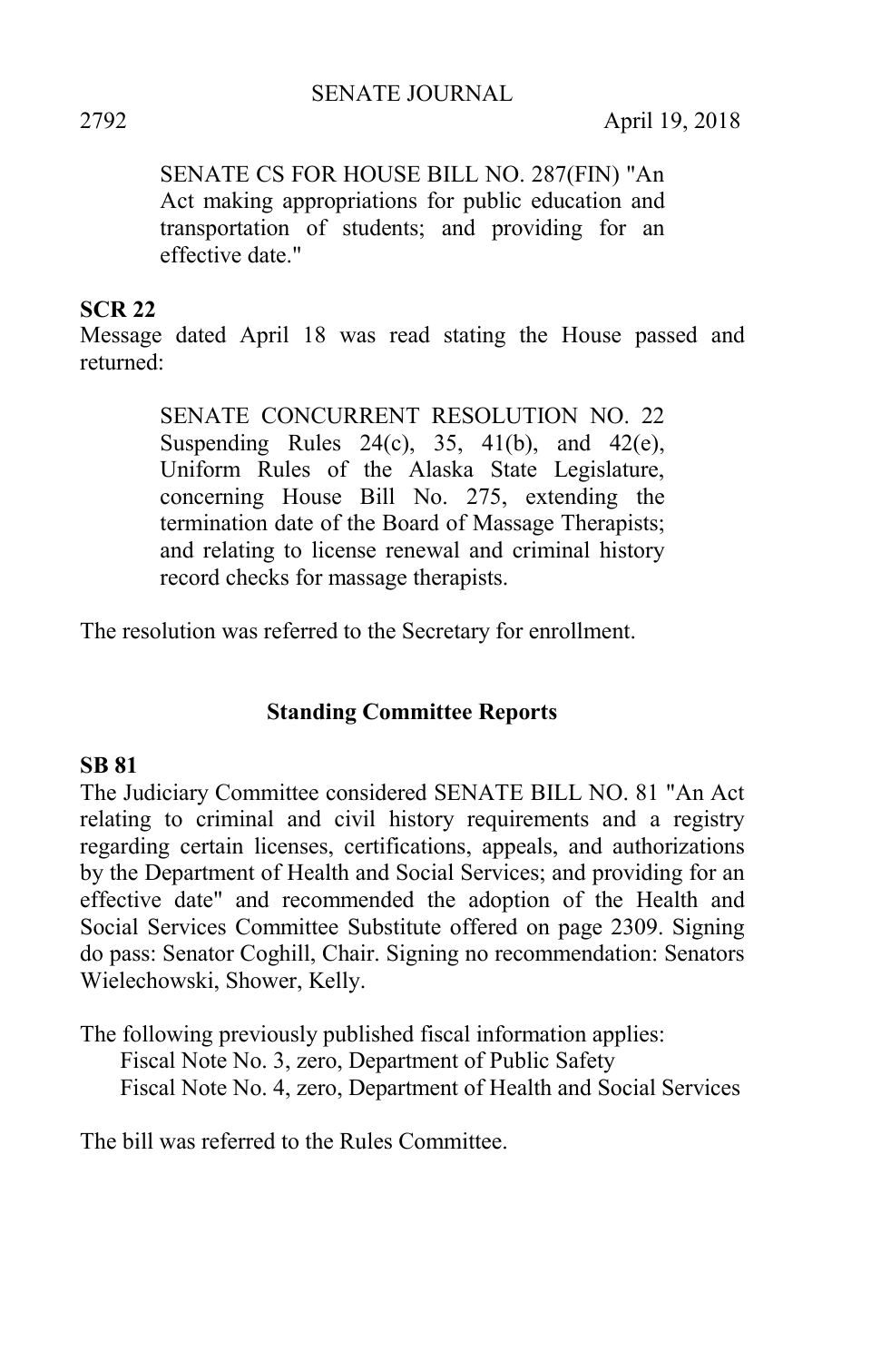SENATE CS FOR HOUSE BILL NO. 287(FIN) "An Act making appropriations for public education and transportation of students; and providing for an effective date."

**SCR 22**

Message dated April 18 was read stating the House passed and returned:

SENATE CONCURRENT RESOLUTION NO. 22 Suspending Rules 24(c), 35, 41(b), and 42(e), Uniform Rules of the Alaska State Legislature, concerning House Bill No. 275, extending the termination date of the Board of Massage Therapists; and relating to license renewal and criminal history record checks for massage therapists.

The resolution was referred to the Secretary for enrollment.

## Standing Committee Reports

**SB 81**

The Judiciary Committee considered SENATE BILL NO. 81 "An Act relating to criminal and civil history requirements and a registry regarding certain licenses, certifications, appeals, and authorizations by the Department of Health and Social Services; and providing for an effective date" and recommended the adoption of the Health and Social Services Committee Substitute offered on page 2309. Signing do pass: Senator Coghill, Chair. Signing no recommendation: Senators Wielechowski, Shower, Kelly.

The following previously published fiscal information applies:

Fiscal Note No. 3, zero, Department of Public Safety
Fiscal Note No. 4, zero, Department of Health and Social Services

The bill was referred to the Rules Committee.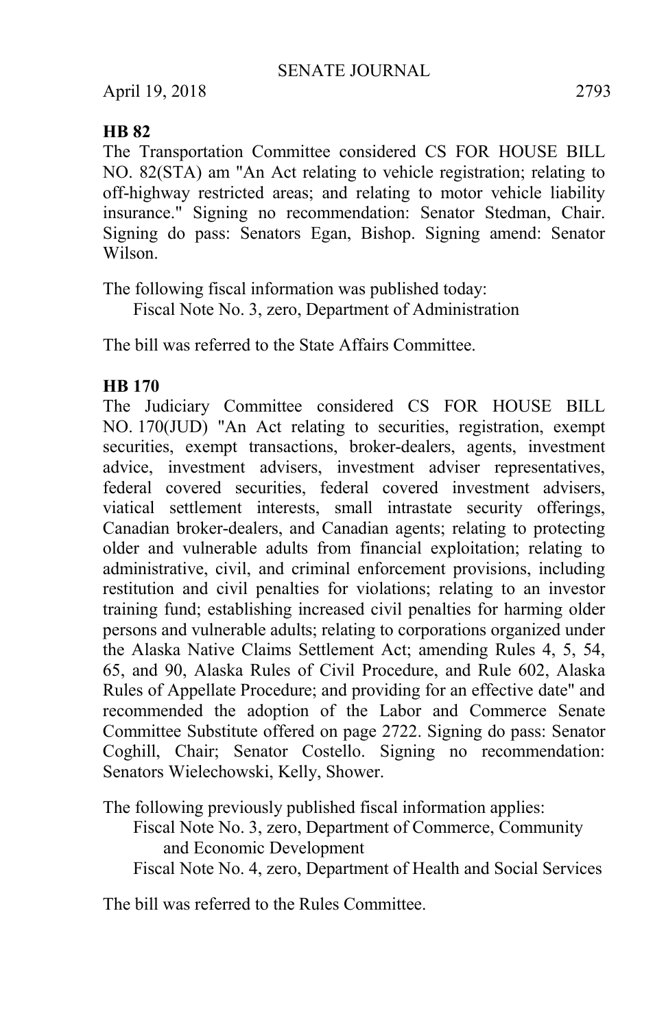**HB 82**

The Transportation Committee considered CS FOR HOUSE BILL NO. 82(STA) am "An Act relating to vehicle registration; relating to off-highway restricted areas; and relating to motor vehicle liability insurance." Signing no recommendation: Senator Stedman, Chair. Signing do pass: Senators Egan, Bishop. Signing amend: Senator Wilson.

The following fiscal information was published today:

Fiscal Note No. 3, zero, Department of Administration

The bill was referred to the State Affairs Committee.

**HB 170**

The Judiciary Committee considered CS FOR HOUSE BILL NO. 170(JUD) "An Act relating to securities, registration, exempt securities, exempt transactions, broker-dealers, agents, investment advice, investment advisers, investment adviser representatives, federal covered securities, federal covered investment advisers, viatical settlement interests, small intrastate security offerings, Canadian broker-dealers, and Canadian agents; relating to protecting older and vulnerable adults from financial exploitation; relating to administrative, civil, and criminal enforcement provisions, including restitution and civil penalties for violations; relating to an investor training fund; establishing increased civil penalties for harming older persons and vulnerable adults; relating to corporations organized under the Alaska Native Claims Settlement Act; amending Rules 4, 5, 54, 65, and 90, Alaska Rules of Civil Procedure, and Rule 602, Alaska Rules of Appellate Procedure; and providing for an effective date" and recommended the adoption of the Labor and Commerce Senate Committee Substitute offered on page 2722. Signing do pass: Senator Coghill, Chair; Senator Costello. Signing no recommendation: Senators Wielechowski, Kelly, Shower.

The following previously published fiscal information applies:

Fiscal Note No. 3, zero, Department of Commerce, Community and Economic Development

Fiscal Note No. 4, zero, Department of Health and Social Services

The bill was referred to the Rules Committee.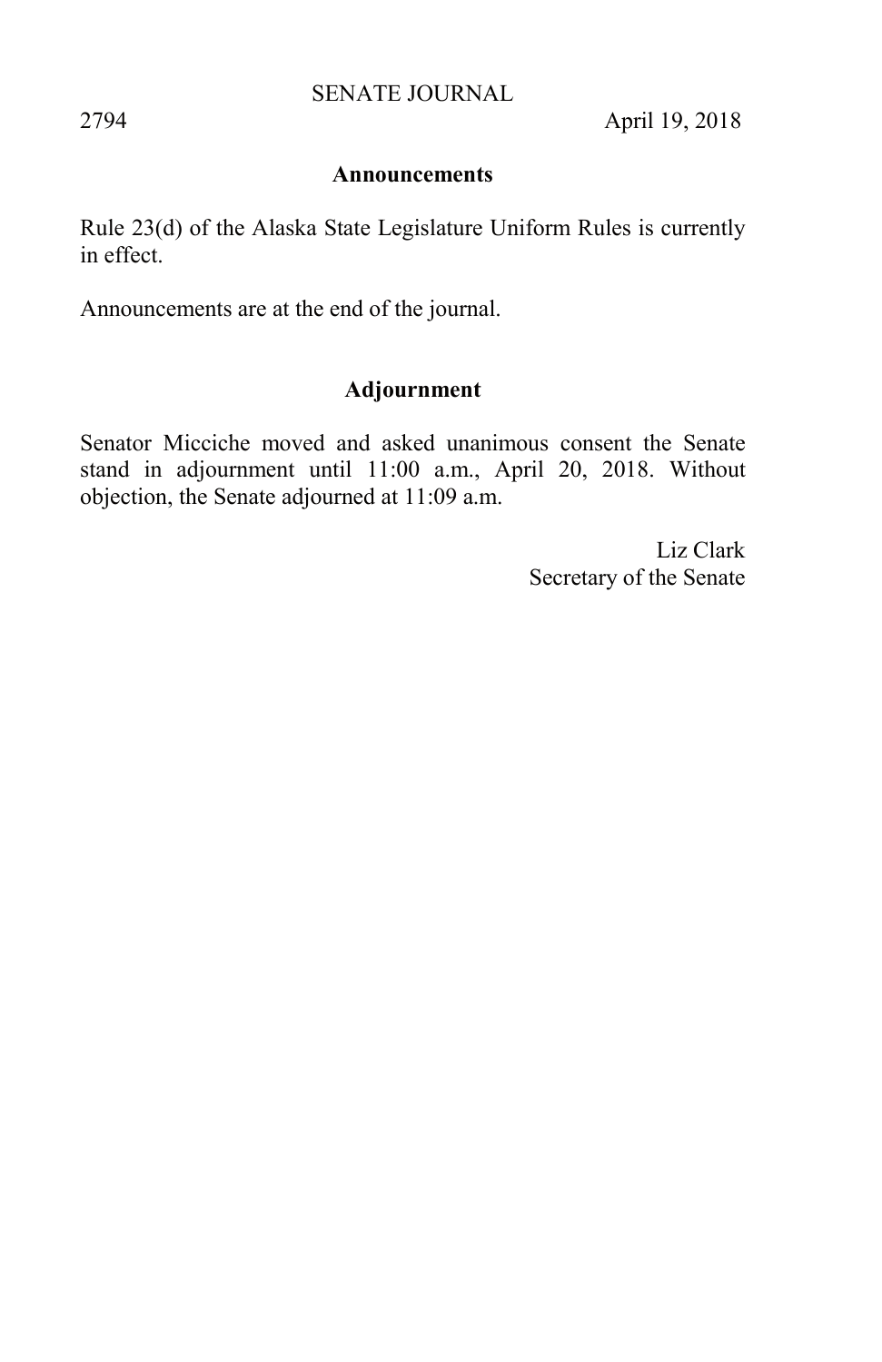## Announcements

Rule 23(d) of the Alaska State Legislature Uniform Rules is currently in effect.

Announcements are at the end of the journal.

## Adjournment

Senator Micciche moved and asked unanimous consent the Senate stand in adjournment until 11:00 a.m., April 20, 2018. Without objection, the Senate adjourned at 11:09 a.m.

Liz Clark
Secretary of the Senate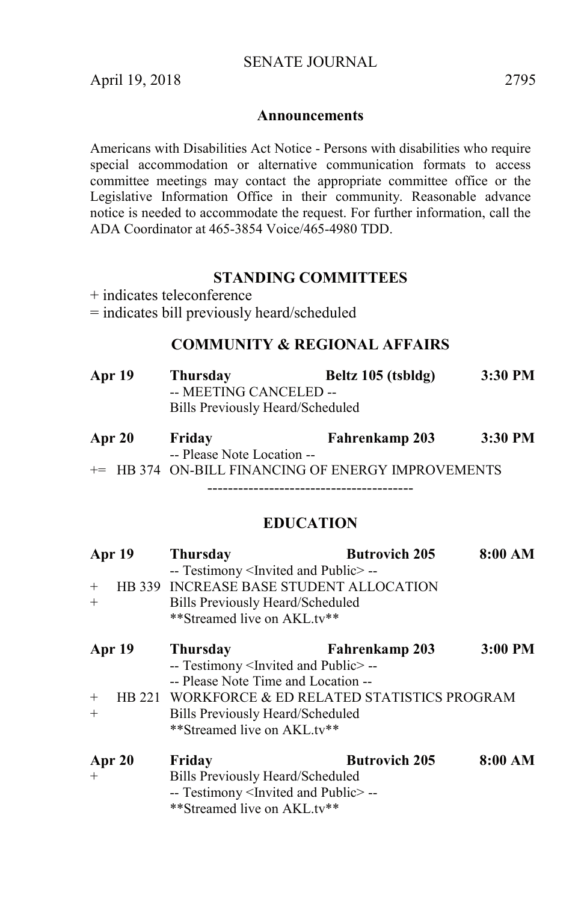## Announcements

Americans with Disabilities Act Notice - Persons with disabilities who require special accommodation or alternative communication formats to access committee meetings may contact the appropriate committee office or the Legislative Information Office in their community. Reasonable advance notice is needed to accommodate the request. For further information, call the ADA Coordinator at 465-3854 Voice/465-4980 TDD.

### STANDING COMMITTEES

+ indicates teleconference

= indicates bill previously heard/scheduled

#### COMMUNITY & REGIONAL AFFAIRS

**Apr 19** **Thursday** **Beltz 105 (tsbldg)** **3:30 PM**

-- MEETING CANCELED --

Bills Previously Heard/Scheduled

**Apr 20** **Friday** **Fahrenkamp 203** **3:30 PM**

-- Please Note Location --

+= HB 374 ON-BILL FINANCING OF ENERGY IMPROVEMENTS

----------------------------------------

#### EDUCATION

**Apr 19** **Thursday** **Butrovich 205** **8:00 AM**

-- Testimony <Invited and Public> --

+ HB 339 INCREASE BASE STUDENT ALLOCATION

+ Bills Previously Heard/Scheduled

\*\*Streamed live on AKL.tv\*\*

**Apr 19** **Thursday** **Fahrenkamp 203** **3:00 PM**

-- Testimony <Invited and Public> --

-- Please Note Time and Location --

+ HB 221 WORKFORCE & ED RELATED STATISTICS PROGRAM

+ Bills Previously Heard/Scheduled

\*\*Streamed live on AKL.tv\*\*

**Apr 20** **Friday** **Butrovich 205** **8:00 AM**

+ Bills Previously Heard/Scheduled

-- Testimony <Invited and Public> --

\*\*Streamed live on AKL.tv\*\*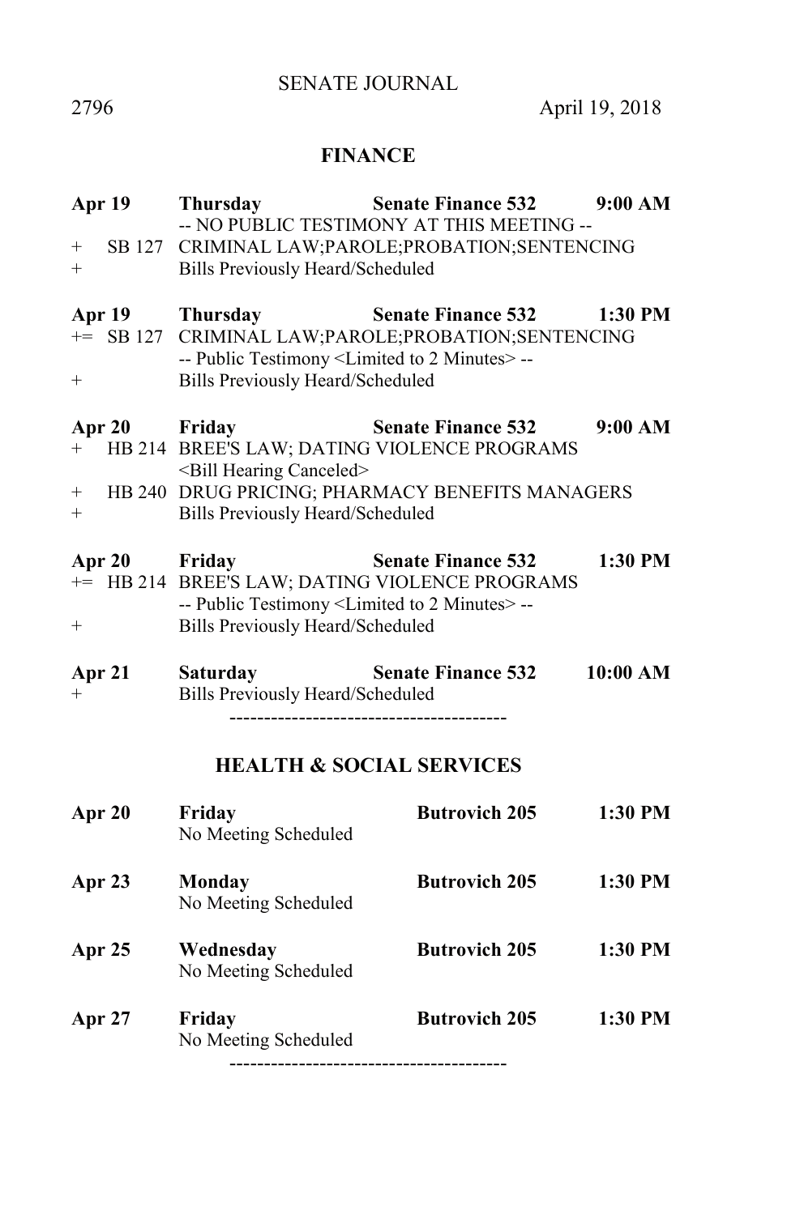## FINANCE

**Apr 19** **Thursday** **Senate Finance 532** **9:00 AM**
-- NO PUBLIC TESTIMONY AT THIS MEETING --
+ SB 127 CRIMINAL LAW;PAROLE;PROBATION;SENTENCING
+ Bills Previously Heard/Scheduled

**Apr 19** **Thursday** **Senate Finance 532** **1:30 PM**
+= SB 127 CRIMINAL LAW;PAROLE;PROBATION;SENTENCING
-- Public Testimony <Limited to 2 Minutes> --
+ Bills Previously Heard/Scheduled

**Apr 20** **Friday** **Senate Finance 532** **9:00 AM**
+ HB 214 BREE'S LAW; DATING VIOLENCE PROGRAMS
<Bill Hearing Canceled>
+ HB 240 DRUG PRICING; PHARMACY BENEFITS MANAGERS
+ Bills Previously Heard/Scheduled

**Apr 20** **Friday** **Senate Finance 532** **1:30 PM**
+= HB 214 BREE'S LAW; DATING VIOLENCE PROGRAMS
-- Public Testimony <Limited to 2 Minutes> --
+ Bills Previously Heard/Scheduled

**Apr 21** **Saturday** **Senate Finance 532** **10:00 AM**
+ Bills Previously Heard/Scheduled

----------------------------------------

## HEALTH & SOCIAL SERVICES

**Apr 20** **Friday** **Butrovich 205** **1:30 PM**
No Meeting Scheduled

**Apr 23** **Monday** **Butrovich 205** **1:30 PM**
No Meeting Scheduled

**Apr 25** **Wednesday** **Butrovich 205** **1:30 PM**
No Meeting Scheduled

**Apr 27** **Friday** **Butrovich 205** **1:30 PM**
No Meeting Scheduled

----------------------------------------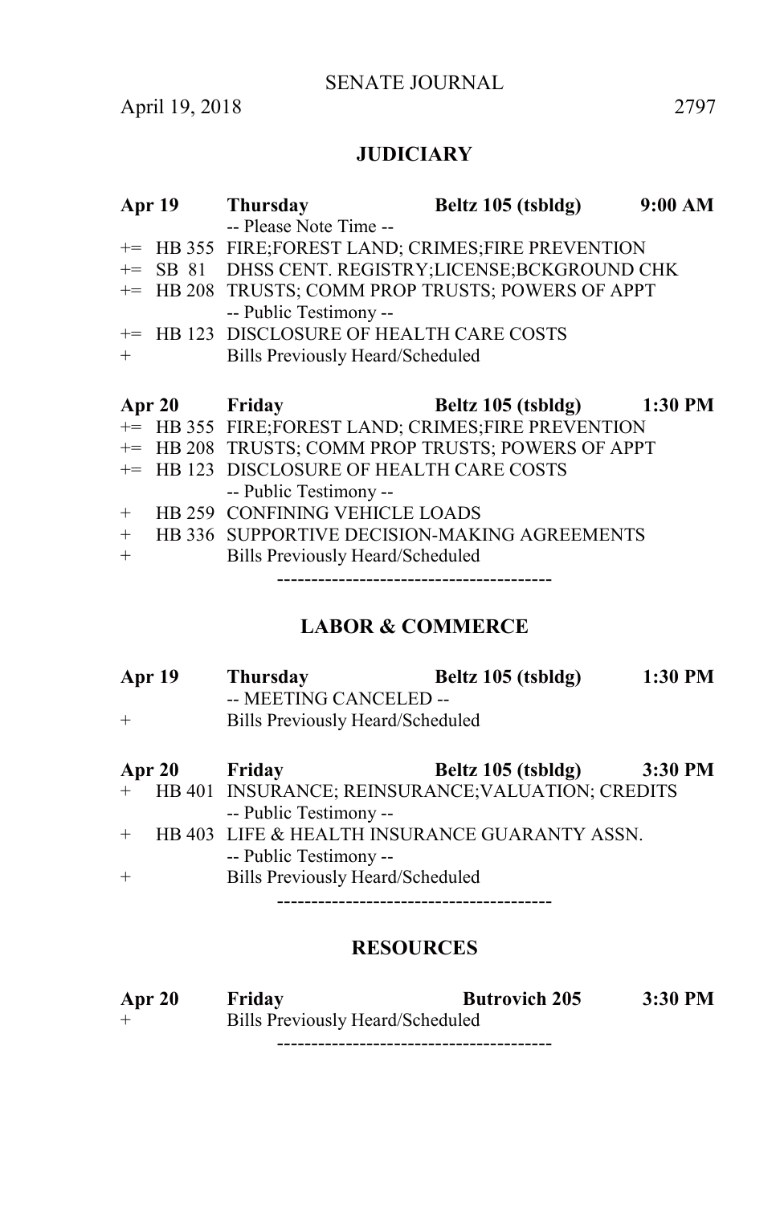## JUDICIARY

| | | | | |
|---|---|---|---|---|
| **Apr 19** | | **Thursday** | **Beltz 105 (tsbldg)** | **9:00 AM** |
| | | -- Please Note Time -- | | |
| += | HB 355 | FIRE;FOREST LAND; CRIMES;FIRE PREVENTION | | |
| += | SB 81 | DHSS CENT. REGISTRY;LICENSE;BCKGROUND CHK | | |
| += | HB 208 | TRUSTS; COMM PROP TRUSTS; POWERS OF APPT | | |
| | | -- Public Testimony -- | | |
| += | HB 123 | DISCLOSURE OF HEALTH CARE COSTS | | |
| + | | Bills Previously Heard/Scheduled | | |

| | | | | |
|---|---|---|---|---|
| **Apr 20** | | **Friday** | **Beltz 105 (tsbldg)** | **1:30 PM** |
| += | HB 355 | FIRE;FOREST LAND; CRIMES;FIRE PREVENTION | | |
| += | HB 208 | TRUSTS; COMM PROP TRUSTS; POWERS OF APPT | | |
| += | HB 123 | DISCLOSURE OF HEALTH CARE COSTS | | |
| | | -- Public Testimony -- | | |
| + | HB 259 | CONFINING VEHICLE LOADS | | |
| + | HB 336 | SUPPORTIVE DECISION-MAKING AGREEMENTS | | |
| + | | Bills Previously Heard/Scheduled | | |

----------------------------------------

## LABOR & COMMERCE

| | | | | |
|---|---|---|---|---|
| **Apr 19** | | **Thursday** | **Beltz 105 (tsbldg)** | **1:30 PM** |
| | | -- MEETING CANCELED -- | | |
| + | | Bills Previously Heard/Scheduled | | |

| | | | | |
|---|---|---|---|---|
| **Apr 20** | | **Friday** | **Beltz 105 (tsbldg)** | **3:30 PM** |
| + | HB 401 | INSURANCE; REINSURANCE;VALUATION; CREDITS | | |
| | | -- Public Testimony -- | | |
| + | HB 403 | LIFE & HEALTH INSURANCE GUARANTY ASSN. | | |
| | | -- Public Testimony -- | | |
| + | | Bills Previously Heard/Scheduled | | |

----------------------------------------

## RESOURCES

| | | | | |
|---|---|---|---|---|
| **Apr 20** | | **Friday** | **Butrovich 205** | **3:30 PM** |
| + | | Bills Previously Heard/Scheduled | | |

----------------------------------------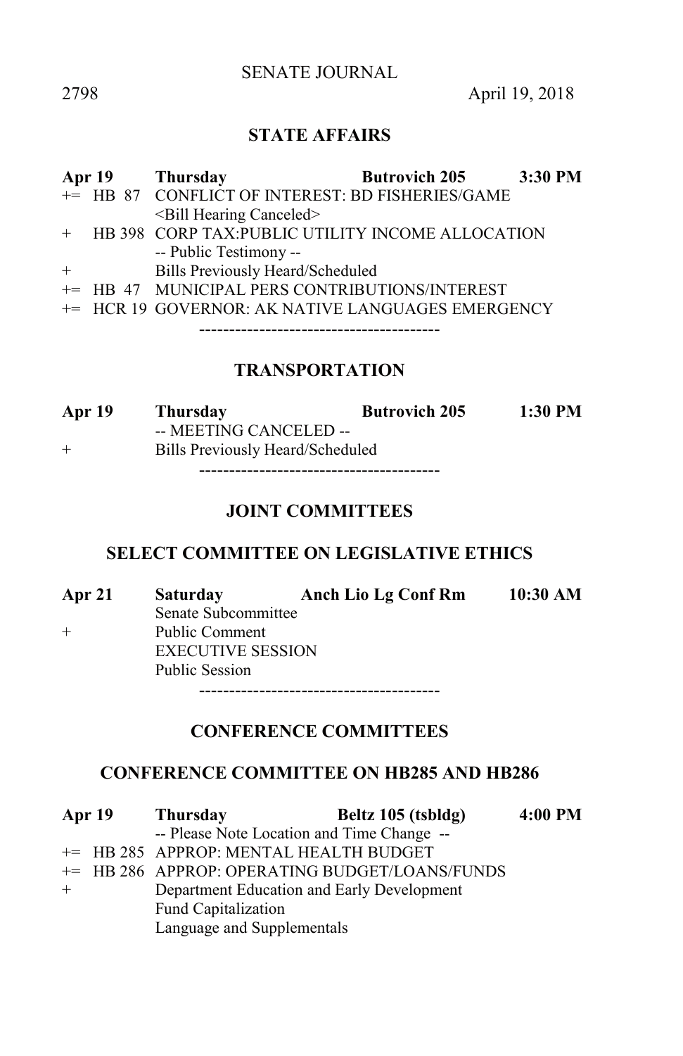## STATE AFFAIRS

**Apr 19** **Thursday** **Butrovich 205** **3:30 PM**

+= HB 87 CONFLICT OF INTEREST: BD FISHERIES/GAME
<Bill Hearing Canceled>

+ HB 398 CORP TAX:PUBLIC UTILITY INCOME ALLOCATION
-- Public Testimony --

+ Bills Previously Heard/Scheduled

+= HB 47 MUNICIPAL PERS CONTRIBUTIONS/INTEREST

+= HCR 19 GOVERNOR: AK NATIVE LANGUAGES EMERGENCY

----------------------------------------

## TRANSPORTATION

**Apr 19** **Thursday** **Butrovich 205** **1:30 PM**

-- MEETING CANCELED --

+ Bills Previously Heard/Scheduled

----------------------------------------

## JOINT COMMITTEES

## SELECT COMMITTEE ON LEGISLATIVE ETHICS

**Apr 21** **Saturday** **Anch Lio Lg Conf Rm** **10:30 AM**

Senate Subcommittee

+ Public Comment

EXECUTIVE SESSION

Public Session

----------------------------------------

## CONFERENCE COMMITTEES

## CONFERENCE COMMITTEE ON HB285 AND HB286

**Apr 19** **Thursday** **Beltz 105 (tsbldg)** **4:00 PM**

-- Please Note Location and Time Change --

+= HB 285 APPROP: MENTAL HEALTH BUDGET

+= HB 286 APPROP: OPERATING BUDGET/LOANS/FUNDS

+ Department Education and Early Development
Fund Capitalization
Language and Supplementals